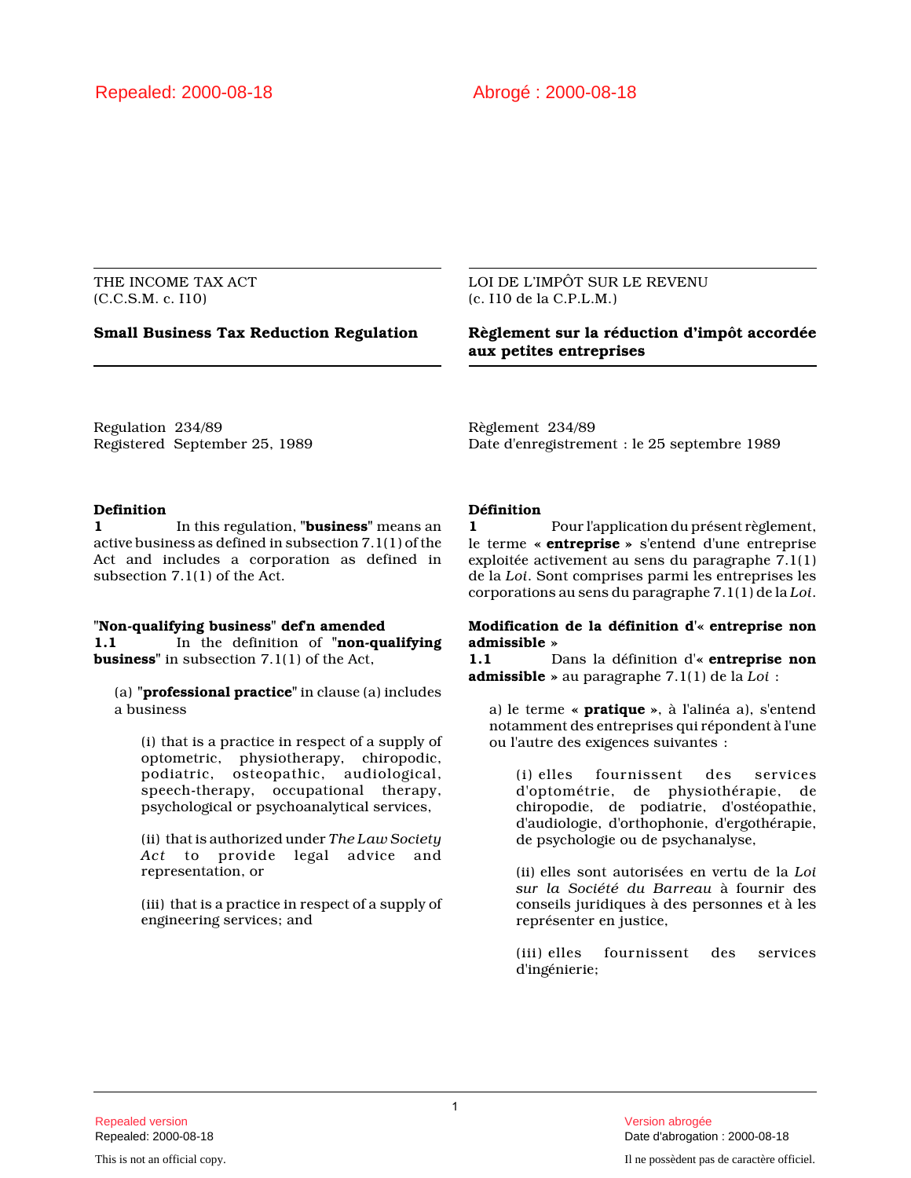Repealed: 2000-08-18

Abrogé : 2000-08-18

THE INCOME TAX ACT
(C.C.S.M. c. I10)

## Small Business Tax Reduction Regulation

Regulation 234/89
Registered September 25, 1989

**Definition**
**1** In this regulation, "**business**" means an active business as defined in subsection 7.1(1) of the Act and includes a corporation as defined in subsection 7.1(1) of the Act.

**"Non-qualifying business" def'n amended**
**1.1** In the definition of "**non-qualifying business**" in subsection 7.1(1) of the Act,

(a) "**professional practice**" in clause (a) includes a business

(i) that is a practice in respect of a supply of optometric, physiotherapy, chiropodic, podiatric, osteopathic, audiological, speech-therapy, occupational therapy, psychological or psychoanalytical services,

(ii) that is authorized under *The Law Society Act* to provide legal advice and representation, or

(iii) that is a practice in respect of a supply of engineering services; and

LOI DE L'IMPÔT SUR LE REVENU
(c. I10 de la C.P.L.M.)

## Règlement sur la réduction d'impôt accordée aux petites entreprises

Règlement 234/89
Date d'enregistrement : le 25 septembre 1989

**Définition**
**1** Pour l'application du présent règlement, le terme « **entreprise** » s'entend d'une entreprise exploitée activement au sens du paragraphe 7.1(1) de la *Loi*. Sont comprises parmi les entreprises les corporations au sens du paragraphe 7.1(1) de la *Loi*.

**Modification de la définition d'« entreprise non admissible »**
**1.1** Dans la définition d'« **entreprise non admissible** » au paragraphe 7.1(1) de la *Loi* :

a) le terme « **pratique** », à l'alinéa a), s'entend notamment des entreprises qui répondent à l'une ou l'autre des exigences suivantes :

(i) elles fournissent des services d'optométrie, de physiothérapie, de chiropodie, de podiatrie, d'ostéopathie, d'audiologie, d'orthophonie, d'ergothérapie, de psychologie ou de psychanalyse,

(ii) elles sont autorisées en vertu de la *Loi sur la Société du Barreau* à fournir des conseils juridiques à des personnes et à les représenter en justice,

(iii) elles fournissent des services d'ingénierie;

This is not an official copy.

Il ne possèdent pas de caractère officiel.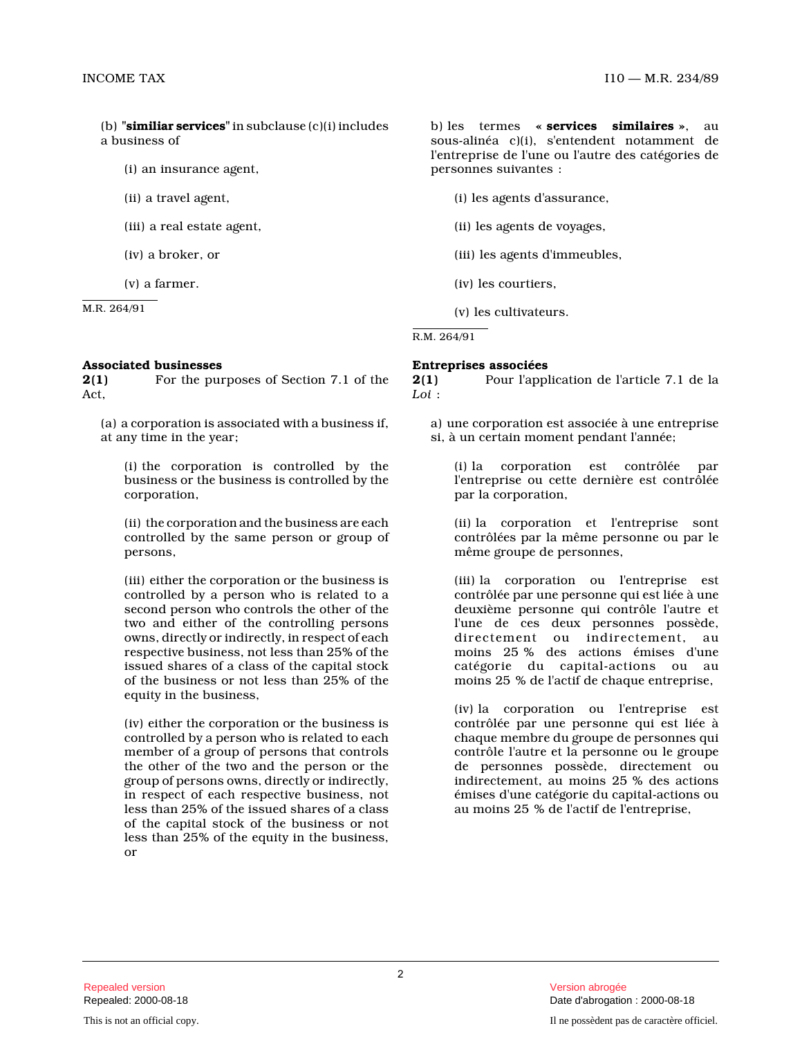(b) "**similiar services**" in subclause (c)(i) includes a business of

(i) an insurance agent,

(ii) a travel agent,

(iii) a real estate agent,

(iv) a broker, or

(v) a farmer.

M.R. 264/91

b) les termes « **services similaires** », au sous-alinéa c)(i), s'entendent notamment de l'entreprise de l'une ou l'autre des catégories de personnes suivantes :

(i) les agents d'assurance,

(ii) les agents de voyages,

(iii) les agents d'immeubles,

(iv) les courtiers,

(v) les cultivateurs.

R.M. 264/91

**Associated businesses**

**2(1)** For the purposes of Section 7.1 of the Act,

(a) a corporation is associated with a business if, at any time in the year;

(i) the corporation is controlled by the business or the business is controlled by the corporation,

(ii) the corporation and the business are each controlled by the same person or group of persons,

(iii) either the corporation or the business is controlled by a person who is related to a second person who controls the other of the two and either of the controlling persons owns, directly or indirectly, in respect of each respective business, not less than 25% of the issued shares of a class of the capital stock of the business or not less than 25% of the equity in the business,

(iv) either the corporation or the business is controlled by a person who is related to each member of a group of persons that controls the other of the two and the person or the group of persons owns, directly or indirectly, in respect of each respective business, not less than 25% of the issued shares of a class of the capital stock of the business or not less than 25% of the equity in the business, or

**Entreprises associées**

**2(1)** Pour l'application de l'article 7.1 de la *Loi* :

a) une corporation est associée à une entreprise si, à un certain moment pendant l'année;

(i) la corporation est contrôlée par l'entreprise ou cette dernière est contrôlée par la corporation,

(ii) la corporation et l'entreprise sont contrôlées par la même personne ou par le même groupe de personnes,

(iii) la corporation ou l'entreprise est contrôlée par une personne qui est liée à une deuxième personne qui contrôle l'autre et l'une de ces deux personnes possède, directement ou indirectement, au moins 25 % des actions émises d'une catégorie du capital-actions ou au moins 25 % de l'actif de chaque entreprise,

(iv) la corporation ou l'entreprise est contrôlée par une personne qui est liée à chaque membre du groupe de personnes qui contrôle l'autre et la personne ou le groupe de personnes possède, directement ou indirectement, au moins 25 % des actions émises d'une catégorie du capital-actions ou au moins 25 % de l'actif de l'entreprise,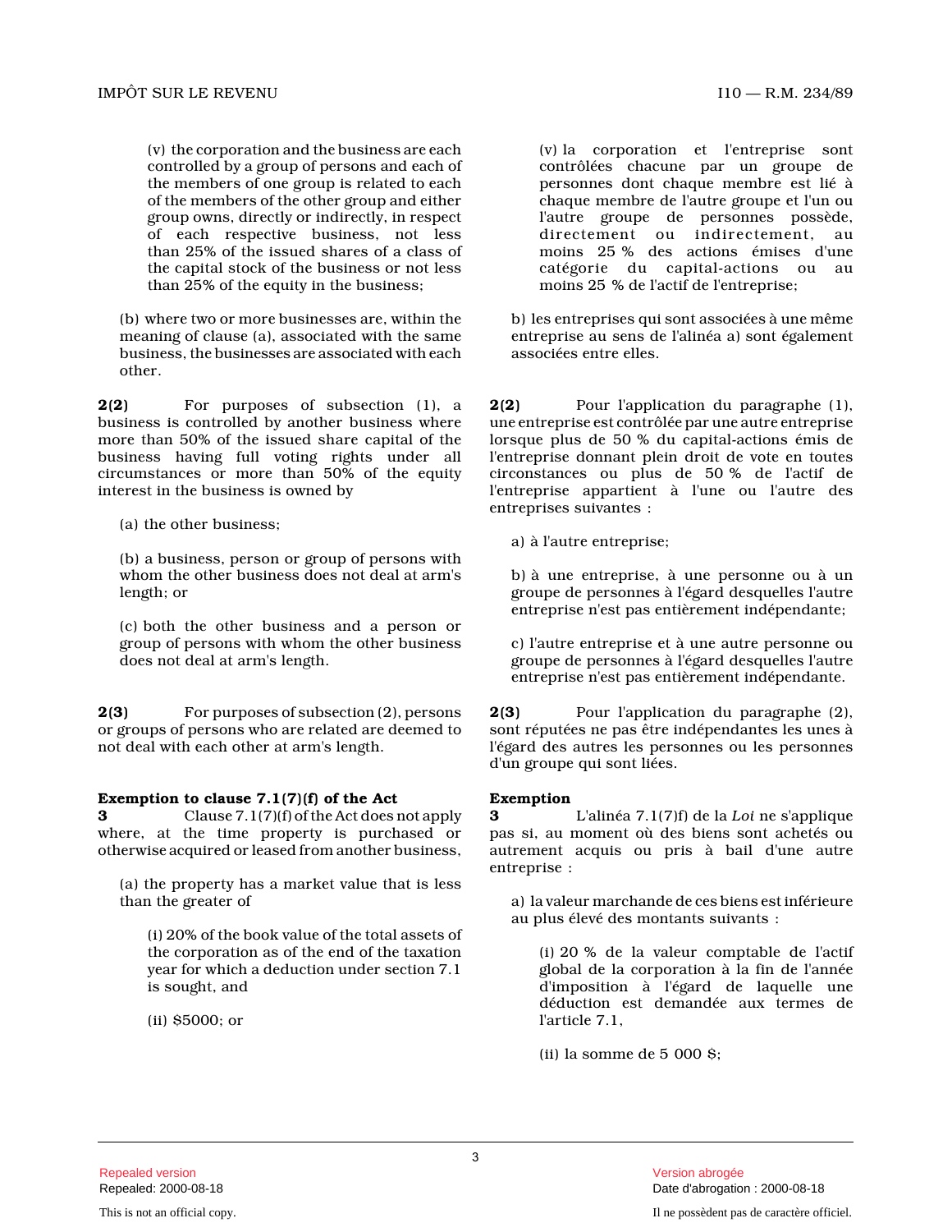(v) the corporation and the business are each controlled by a group of persons and each of the members of one group is related to each of the members of the other group and either group owns, directly or indirectly, in respect of each respective business, not less than 25% of the issued shares of a class of the capital stock of the business or not less than 25% of the equity in the business;

(b) where two or more businesses are, within the meaning of clause (a), associated with the same business, the businesses are associated with each other.

**2(2)** For purposes of subsection (1), a business is controlled by another business where more than 50% of the issued share capital of the business having full voting rights under all circumstances or more than 50% of the equity interest in the business is owned by

(a) the other business;

(b) a business, person or group of persons with whom the other business does not deal at arm's length; or

(c) both the other business and a person or group of persons with whom the other business does not deal at arm's length.

**2(3)** For purposes of subsection (2), persons or groups of persons who are related are deemed to not deal with each other at arm's length.

**Exemption to clause 7.1(7)(f) of the Act**

**3** Clause 7.1(7)(f) of the Act does not apply where, at the time property is purchased or otherwise acquired or leased from another business,

(a) the property has a market value that is less than the greater of

(i) 20% of the book value of the total assets of the corporation as of the end of the taxation year for which a deduction under section 7.1 is sought, and

(ii) $5000; or

(v) la corporation et l'entreprise sont contrôlées chacune par un groupe de personnes dont chaque membre est lié à chaque membre de l'autre groupe et l'un ou l'autre groupe de personnes possède, directement ou indirectement, au moins 25 % des actions émises d'une catégorie du capital-actions ou au moins 25 % de l'actif de l'entreprise;

b) les entreprises qui sont associées à une même entreprise au sens de l'alinéa a) sont également associées entre elles.

**2(2)** Pour l'application du paragraphe (1), une entreprise est contrôlée par une autre entreprise lorsque plus de 50 % du capital-actions émis de l'entreprise donnant plein droit de vote en toutes circonstances ou plus de 50 % de l'actif de l'entreprise appartient à l'une ou l'autre des entreprises suivantes :

a) à l'autre entreprise;

b) à une entreprise, à une personne ou à un groupe de personnes à l'égard desquelles l'autre entreprise n'est pas entièrement indépendante;

c) l'autre entreprise et à une autre personne ou groupe de personnes à l'égard desquelles l'autre entreprise n'est pas entièrement indépendante.

**2(3)** Pour l'application du paragraphe (2), sont réputées ne pas être indépendantes les unes à l'égard des autres les personnes ou les personnes d'un groupe qui sont liées.

**Exemption**

**3** L'alinéa 7.1(7)f) de la *Loi* ne s'applique pas si, au moment où des biens sont achetés ou autrement acquis ou pris à bail d'une autre entreprise :

a) la valeur marchande de ces biens est inférieure au plus élevé des montants suivants :

(i) 20 % de la valeur comptable de l'actif global de la corporation à la fin de l'année d'imposition à l'égard de laquelle une déduction est demandée aux termes de l'article 7.1,

(ii) la somme de 5 000 $;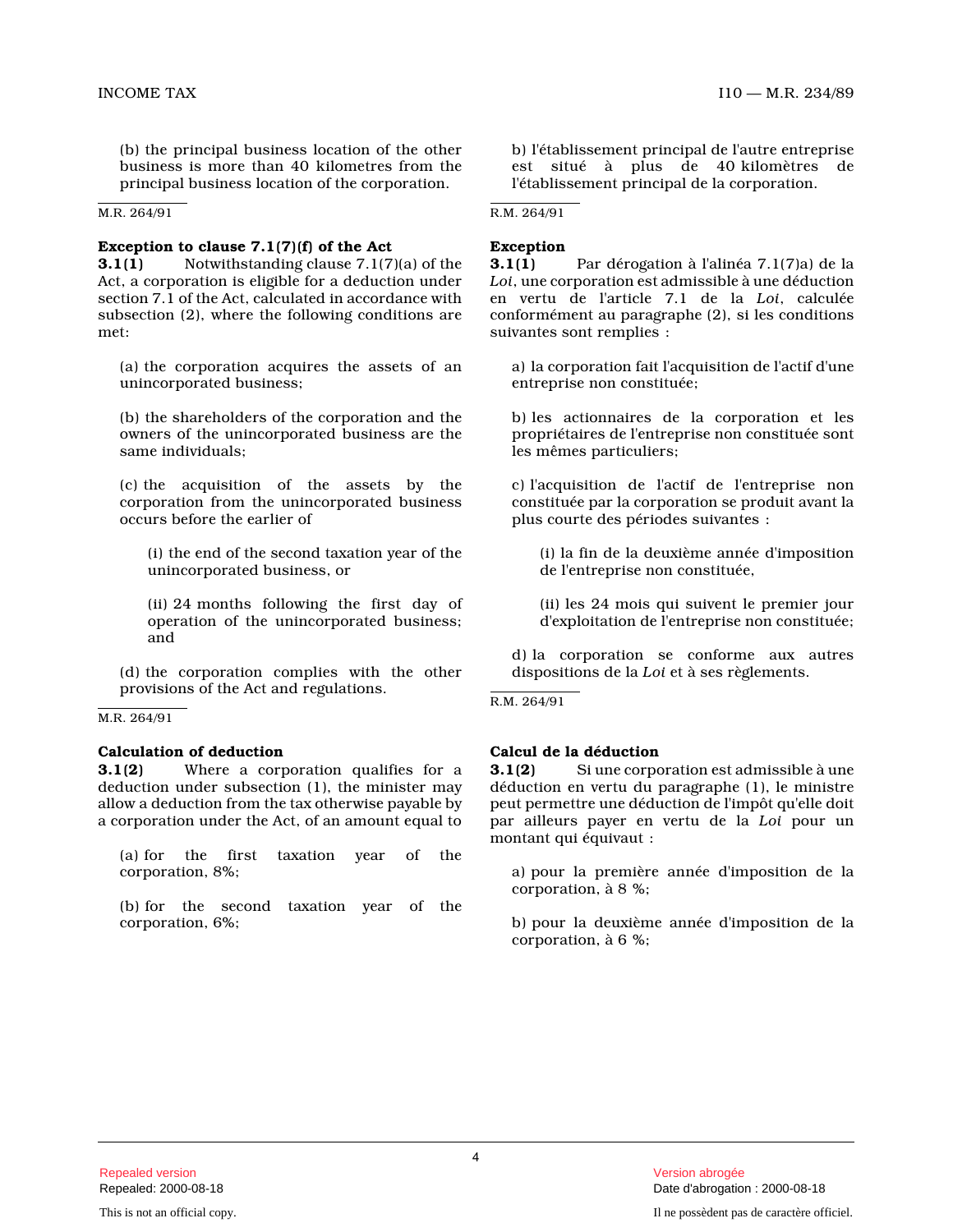(b) the principal business location of the other business is more than 40 kilometres from the principal business location of the corporation.

M.R. 264/91

**Exception to clause 7.1(7)(f) of the Act**

**3.1(1)** Notwithstanding clause 7.1(7)(a) of the Act, a corporation is eligible for a deduction under section 7.1 of the Act, calculated in accordance with subsection (2), where the following conditions are met:

(a) the corporation acquires the assets of an unincorporated business;

(b) the shareholders of the corporation and the owners of the unincorporated business are the same individuals;

(c) the acquisition of the assets by the corporation from the unincorporated business occurs before the earlier of

(i) the end of the second taxation year of the unincorporated business, or

(ii) 24 months following the first day of operation of the unincorporated business; and

(d) the corporation complies with the other provisions of the Act and regulations.

M.R. 264/91

**Calculation of deduction**

**3.1(2)** Where a corporation qualifies for a deduction under subsection (1), the minister may allow a deduction from the tax otherwise payable by a corporation under the Act, of an amount equal to

(a) for the first taxation year of the corporation, 8%;

(b) for the second taxation year of the corporation, 6%;

---

b) l'établissement principal de l'autre entreprise est situé à plus de 40 kilomètres de l'établissement principal de la corporation.

R.M. 264/91

**Exception**

**3.1(1)** Par dérogation à l'alinéa 7.1(7)a) de la *Loi*, une corporation est admissible à une déduction en vertu de l'article 7.1 de la *Loi*, calculée conformément au paragraphe (2), si les conditions suivantes sont remplies :

a) la corporation fait l'acquisition de l'actif d'une entreprise non constituée;

b) les actionnaires de la corporation et les propriétaires de l'entreprise non constituée sont les mêmes particuliers;

c) l'acquisition de l'actif de l'entreprise non constituée par la corporation se produit avant la plus courte des périodes suivantes :

(i) la fin de la deuxième année d'imposition de l'entreprise non constituée,

(ii) les 24 mois qui suivent le premier jour d'exploitation de l'entreprise non constituée;

d) la corporation se conforme aux autres dispositions de la *Loi* et à ses règlements.

R.M. 264/91

**Calcul de la déduction**

**3.1(2)** Si une corporation est admissible à une déduction en vertu du paragraphe (1), le ministre peut permettre une déduction de l'impôt qu'elle doit par ailleurs payer en vertu de la *Loi* pour un montant qui équivaut :

a) pour la première année d'imposition de la corporation, à 8 %;

b) pour la deuxième année d'imposition de la corporation, à 6 %;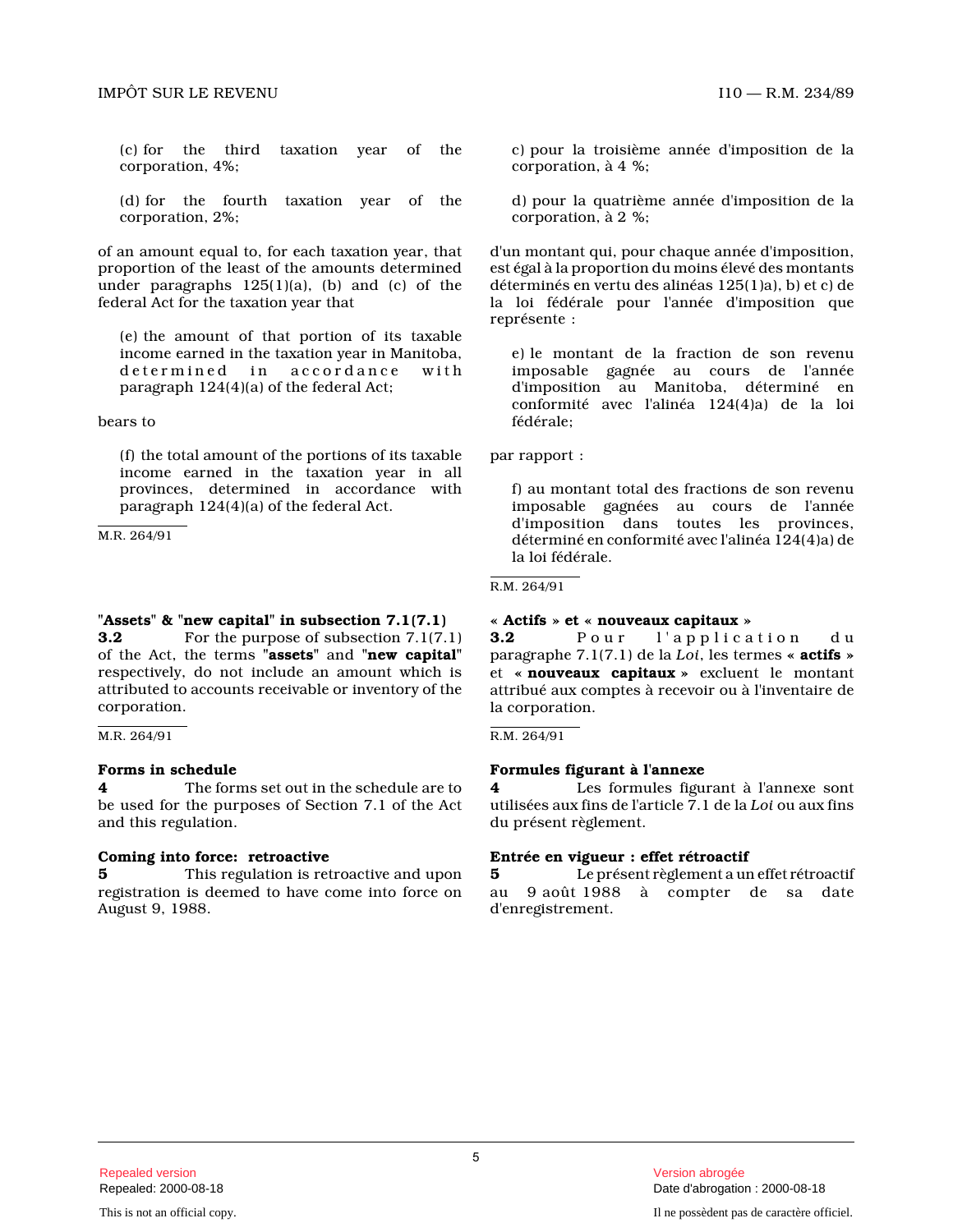(c) for the third taxation year of the corporation, 4%;

(d) for the fourth taxation year of the corporation, 2%;

of an amount equal to, for each taxation year, that proportion of the least of the amounts determined under paragraphs 125(1)(a), (b) and (c) of the federal Act for the taxation year that

(e) the amount of that portion of its taxable income earned in the taxation year in Manitoba, determined in accordance with paragraph 124(4)(a) of the federal Act;

bears to

(f) the total amount of the portions of its taxable income earned in the taxation year in all provinces, determined in accordance with paragraph 124(4)(a) of the federal Act.

M.R. 264/91

c) pour la troisième année d'imposition de la corporation, à 4 %;

d) pour la quatrième année d'imposition de la corporation, à 2 %;

d'un montant qui, pour chaque année d'imposition, est égal à la proportion du moins élevé des montants déterminés en vertu des alinéas 125(1)a), b) et c) de la loi fédérale pour l'année d'imposition que représente :

e) le montant de la fraction de son revenu imposable gagnée au cours de l'année d'imposition au Manitoba, déterminé en conformité avec l'alinéa 124(4)a) de la loi fédérale;

par rapport :

f) au montant total des fractions de son revenu imposable gagnées au cours de l'année d'imposition dans toutes les provinces, déterminé en conformité avec l'alinéa 124(4)a) de la loi fédérale.

R.M. 264/91

**"Assets" & "new capital" in subsection 7.1(7.1)**

**3.2** For the purpose of subsection 7.1(7.1) of the Act, the terms "**assets**" and "**new capital**" respectively, do not include an amount which is attributed to accounts receivable or inventory of the corporation.

M.R. 264/91

**« Actifs » et « nouveaux capitaux »**

**3.2** Pour l'application du paragraphe 7.1(7.1) de la *Loi*, les termes **« actifs »** et **« nouveaux capitaux »** excluent le montant attribué aux comptes à recevoir ou à l'inventaire de la corporation.

R.M. 264/91

**Forms in schedule**

**4** The forms set out in the schedule are to be used for the purposes of Section 7.1 of the Act and this regulation.

**Formules figurant à l'annexe**

**4** Les formules figurant à l'annexe sont utilisées aux fins de l'article 7.1 de la *Loi* ou aux fins du présent règlement.

**Coming into force: retroactive**

**5** This regulation is retroactive and upon registration is deemed to have come into force on August 9, 1988.

**Entrée en vigueur : effet rétroactif**

**5** Le présent règlement a un effet rétroactif au 9 août 1988 à compter de sa date d'enregistrement.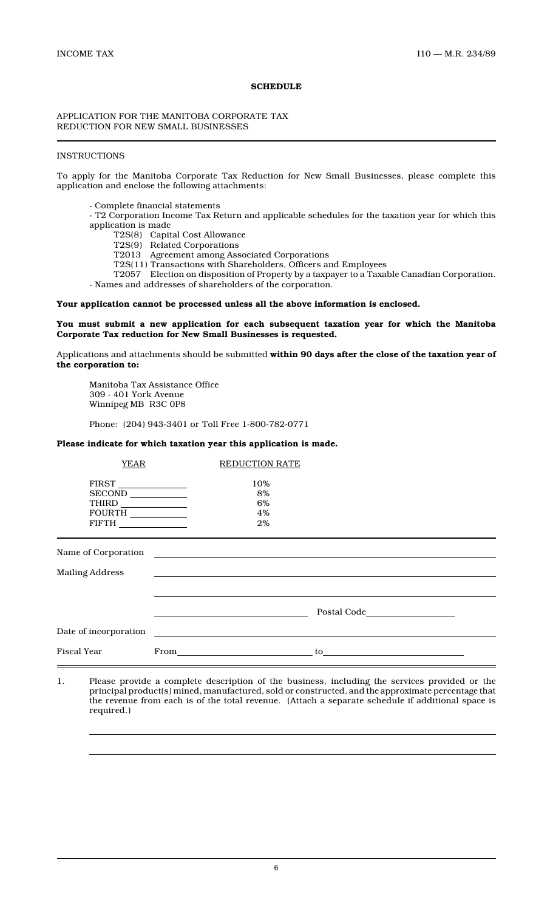**SCHEDULE**

APPLICATION FOR THE MANITOBA CORPORATE TAX REDUCTION FOR NEW SMALL BUSINESSES

---

INSTRUCTIONS

To apply for the Manitoba Corporate Tax Reduction for New Small Businesses, please complete this application and enclose the following attachments:

- Complete financial statements
- T2 Corporation Income Tax Return and applicable schedules for the taxation year for which this application is made
  - T2S(8) Capital Cost Allowance
  - T2S(9) Related Corporations
  - T2013 Agreement among Associated Corporations
  - T2S(11) Transactions with Shareholders, Officers and Employees
  - T2057 Election on disposition of Property by a taxpayer to a Taxable Canadian Corporation.
- Names and addresses of shareholders of the corporation.

**Your application cannot be processed unless all the above information is enclosed.**

**You must submit a new application for each subsequent taxation year for which the Manitoba Corporate Tax reduction for New Small Businesses is requested.**

Applications and attachments should be submitted **within 90 days after the close of the taxation year of the corporation to:**

Manitoba Tax Assistance Office
309 - 401 York Avenue
Winnipeg MB R3C 0P8

Phone: (204) 943-3401 or Toll Free 1-800-782-0771

**Please indicate for which taxation year this application is made.**

| YEAR | REDUCTION RATE |
|---|---|
| FIRST ____________ | 10% |
| SECOND ____________ | 8% |
| THIRD ____________ | 6% |
| FOURTH ____________ | 4% |
| FIFTH ____________ | 2% |

---

Name of Corporation ______________________________________________

Mailing Address ______________________________________________

______________________________________________

______________________________ Postal Code ________________

Date of incorporation ______________________________________________

Fiscal Year From ______________________________ to ______________________________

---

1. Please provide a complete description of the business, including the services provided or the principal product(s) mined, manufactured, sold or constructed, and the approximate percentage that the revenue from each is of the total revenue. (Attach a separate schedule if additional space is required.)

______________________________________________

______________________________________________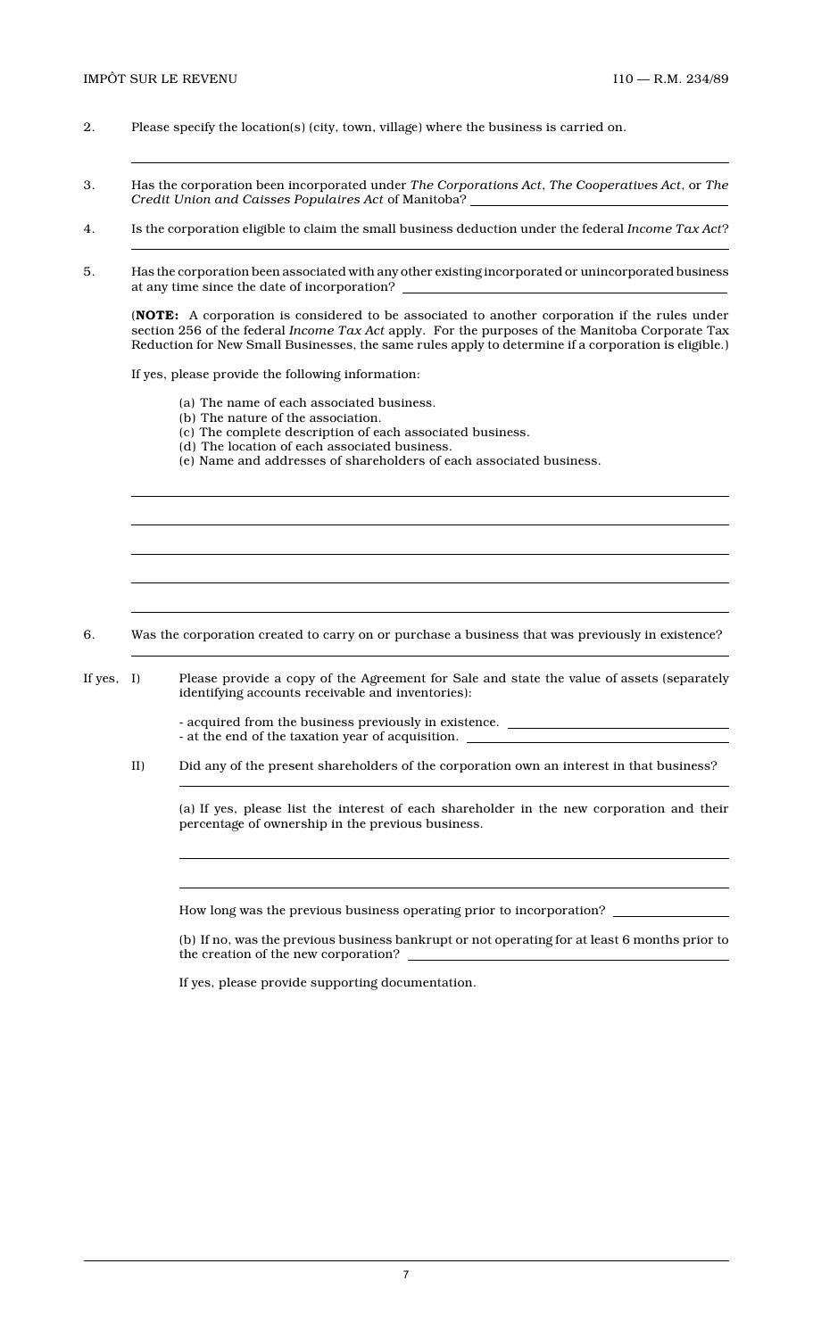2. Please specify the location(s) (city, town, village) where the business is carried on.

\_\_\_\_\_\_\_\_\_\_\_\_\_\_\_\_\_\_\_\_\_\_\_\_\_\_\_\_\_\_\_\_\_\_\_\_\_\_\_\_\_\_\_\_\_\_\_\_\_\_\_\_\_\_\_\_\_\_\_\_\_\_\_\_\_\_\_\_\_\_\_\_\_\_\_\_\_\_

3. Has the corporation been incorporated under *The Corporations Act*, *The Cooperatives Act*, or *The Credit Union and Caisses Populaires Act* of Manitoba? \_\_\_\_\_\_\_\_\_\_\_\_\_\_\_\_\_\_\_\_\_\_\_\_\_\_\_\_\_\_\_\_\_\_\_\_\_\_\_\_

4. Is the corporation eligible to claim the small business deduction under the federal *Income Tax Act*?

\_\_\_\_\_\_\_\_\_\_\_\_\_\_\_\_\_\_\_\_\_\_\_\_\_\_\_\_\_\_\_\_\_\_\_\_\_\_\_\_\_\_\_\_\_\_\_\_\_\_\_\_\_\_\_\_\_\_\_\_\_\_\_\_\_\_\_\_\_\_\_\_\_\_\_\_\_\_

5. Has the corporation been associated with any other existing incorporated or unincorporated business at any time since the date of incorporation? \_\_\_\_\_\_\_\_\_\_\_\_\_\_\_\_\_\_\_\_\_\_\_\_\_\_\_\_\_\_\_\_\_\_\_\_\_\_\_\_\_\_\_\_

(**NOTE:** A corporation is considered to be associated to another corporation if the rules under section 256 of the federal *Income Tax Act* apply. For the purposes of the Manitoba Corporate Tax Reduction for New Small Businesses, the same rules apply to determine if a corporation is eligible.)

If yes, please provide the following information:

(a) The name of each associated business.
(b) The nature of the association.
(c) The complete description of each associated business.
(d) The location of each associated business.
(e) Name and addresses of shareholders of each associated business.

\_\_\_\_\_\_\_\_\_\_\_\_\_\_\_\_\_\_\_\_\_\_\_\_\_\_\_\_\_\_\_\_\_\_\_\_\_\_\_\_\_\_\_\_\_\_\_\_\_\_\_\_\_\_\_\_\_\_\_\_\_\_\_\_\_\_\_\_\_\_\_\_\_\_\_\_\_\_

\_\_\_\_\_\_\_\_\_\_\_\_\_\_\_\_\_\_\_\_\_\_\_\_\_\_\_\_\_\_\_\_\_\_\_\_\_\_\_\_\_\_\_\_\_\_\_\_\_\_\_\_\_\_\_\_\_\_\_\_\_\_\_\_\_\_\_\_\_\_\_\_\_\_\_\_\_\_

\_\_\_\_\_\_\_\_\_\_\_\_\_\_\_\_\_\_\_\_\_\_\_\_\_\_\_\_\_\_\_\_\_\_\_\_\_\_\_\_\_\_\_\_\_\_\_\_\_\_\_\_\_\_\_\_\_\_\_\_\_\_\_\_\_\_\_\_\_\_\_\_\_\_\_\_\_\_

\_\_\_\_\_\_\_\_\_\_\_\_\_\_\_\_\_\_\_\_\_\_\_\_\_\_\_\_\_\_\_\_\_\_\_\_\_\_\_\_\_\_\_\_\_\_\_\_\_\_\_\_\_\_\_\_\_\_\_\_\_\_\_\_\_\_\_\_\_\_\_\_\_\_\_\_\_\_

\_\_\_\_\_\_\_\_\_\_\_\_\_\_\_\_\_\_\_\_\_\_\_\_\_\_\_\_\_\_\_\_\_\_\_\_\_\_\_\_\_\_\_\_\_\_\_\_\_\_\_\_\_\_\_\_\_\_\_\_\_\_\_\_\_\_\_\_\_\_\_\_\_\_\_\_\_\_

6. Was the corporation created to carry on or purchase a business that was previously in existence?

\_\_\_\_\_\_\_\_\_\_\_\_\_\_\_\_\_\_\_\_\_\_\_\_\_\_\_\_\_\_\_\_\_\_\_\_\_\_\_\_\_\_\_\_\_\_\_\_\_\_\_\_\_\_\_\_\_\_\_\_\_\_\_\_\_\_\_\_\_\_\_\_\_\_\_\_\_\_

If yes, I) Please provide a copy of the Agreement for Sale and state the value of assets (separately identifying accounts receivable and inventories):

- acquired from the business previously in existence. \_\_\_\_\_\_\_\_\_\_\_\_\_\_\_\_\_\_\_\_\_\_\_\_\_\_\_\_\_\_\_\_
- at the end of the taxation year of acquisition. \_\_\_\_\_\_\_\_\_\_\_\_\_\_\_\_\_\_\_\_\_\_\_\_\_\_\_\_\_\_\_\_\_\_\_\_\_

II) Did any of the present shareholders of the corporation own an interest in that business?

\_\_\_\_\_\_\_\_\_\_\_\_\_\_\_\_\_\_\_\_\_\_\_\_\_\_\_\_\_\_\_\_\_\_\_\_\_\_\_\_\_\_\_\_\_\_\_\_\_\_\_\_\_\_\_\_\_\_\_\_\_\_\_\_\_\_\_\_\_\_\_\_\_\_\_\_\_\_

(a) If yes, please list the interest of each shareholder in the new corporation and their percentage of ownership in the previous business.

\_\_\_\_\_\_\_\_\_\_\_\_\_\_\_\_\_\_\_\_\_\_\_\_\_\_\_\_\_\_\_\_\_\_\_\_\_\_\_\_\_\_\_\_\_\_\_\_\_\_\_\_\_\_\_\_\_\_\_\_\_\_\_\_\_\_\_\_\_\_\_\_\_\_\_\_\_\_

\_\_\_\_\_\_\_\_\_\_\_\_\_\_\_\_\_\_\_\_\_\_\_\_\_\_\_\_\_\_\_\_\_\_\_\_\_\_\_\_\_\_\_\_\_\_\_\_\_\_\_\_\_\_\_\_\_\_\_\_\_\_\_\_\_\_\_\_\_\_\_\_\_\_\_\_\_\_

How long was the previous business operating prior to incorporation? \_\_\_\_\_\_\_\_\_\_\_\_\_\_\_\_\_\_

(b) If no, was the previous business bankrupt or not operating for at least 6 months prior to the creation of the new corporation? \_\_\_\_\_\_\_\_\_\_\_\_\_\_\_\_\_\_\_\_\_\_\_\_\_\_\_\_\_\_\_\_\_\_\_\_\_\_\_\_\_\_\_\_\_\_\_\_

If yes, please provide supporting documentation.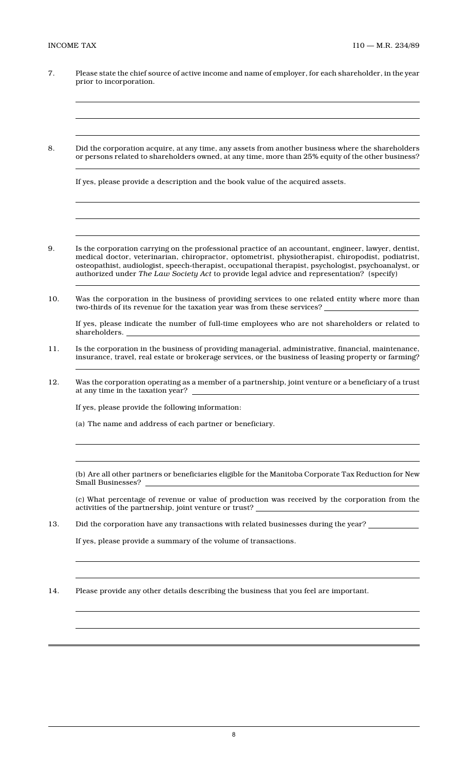7. Please state the chief source of active income and name of employer, for each shareholder, in the year prior to incorporation.

\_\_\_\_\_\_\_\_\_\_\_\_\_\_\_\_\_\_\_\_\_\_\_\_\_\_\_\_\_\_\_\_\_\_\_\_\_\_\_\_\_\_\_\_\_\_\_\_\_\_\_\_\_\_\_\_\_\_\_\_

\_\_\_\_\_\_\_\_\_\_\_\_\_\_\_\_\_\_\_\_\_\_\_\_\_\_\_\_\_\_\_\_\_\_\_\_\_\_\_\_\_\_\_\_\_\_\_\_\_\_\_\_\_\_\_\_\_\_\_\_

\_\_\_\_\_\_\_\_\_\_\_\_\_\_\_\_\_\_\_\_\_\_\_\_\_\_\_\_\_\_\_\_\_\_\_\_\_\_\_\_\_\_\_\_\_\_\_\_\_\_\_\_\_\_\_\_\_\_\_\_

8. Did the corporation acquire, at any time, any assets from another business where the shareholders or persons related to shareholders owned, at any time, more than 25% equity of the other business?

\_\_\_\_\_\_\_\_\_\_\_\_\_\_\_\_\_\_\_\_\_\_\_\_\_\_\_\_\_\_\_\_\_\_\_\_\_\_\_\_\_\_\_\_\_\_\_\_\_\_\_\_\_\_\_\_\_\_\_\_

If yes, please provide a description and the book value of the acquired assets.

\_\_\_\_\_\_\_\_\_\_\_\_\_\_\_\_\_\_\_\_\_\_\_\_\_\_\_\_\_\_\_\_\_\_\_\_\_\_\_\_\_\_\_\_\_\_\_\_\_\_\_\_\_\_\_\_\_\_\_\_

\_\_\_\_\_\_\_\_\_\_\_\_\_\_\_\_\_\_\_\_\_\_\_\_\_\_\_\_\_\_\_\_\_\_\_\_\_\_\_\_\_\_\_\_\_\_\_\_\_\_\_\_\_\_\_\_\_\_\_\_

\_\_\_\_\_\_\_\_\_\_\_\_\_\_\_\_\_\_\_\_\_\_\_\_\_\_\_\_\_\_\_\_\_\_\_\_\_\_\_\_\_\_\_\_\_\_\_\_\_\_\_\_\_\_\_\_\_\_\_\_

9. Is the corporation carrying on the professional practice of an accountant, engineer, lawyer, dentist, medical doctor, veterinarian, chiropractor, optometrist, physiotherapist, chiropodist, podiatrist, osteopathist, audiologist, speech-therapist, occupational therapist, psychologist, psychoanalyst, or authorized under *The Law Society Act* to provide legal advice and representation? (specify)

\_\_\_\_\_\_\_\_\_\_\_\_\_\_\_\_\_\_\_\_\_\_\_\_\_\_\_\_\_\_\_\_\_\_\_\_\_\_\_\_\_\_\_\_\_\_\_\_\_\_\_\_\_\_\_\_\_\_\_\_

10. Was the corporation in the business of providing services to one related entity where more than two-thirds of its revenue for the taxation year was from these services? \_\_\_\_\_\_\_\_\_\_\_\_\_\_\_\_

If yes, please indicate the number of full-time employees who are not shareholders or related to shareholders. \_\_\_\_\_\_\_\_\_\_\_\_\_\_\_\_\_\_\_\_\_\_\_\_\_\_\_\_\_\_\_\_\_\_\_\_\_\_\_\_\_\_\_\_

11. Is the corporation in the business of providing managerial, administrative, financial, maintenance, insurance, travel, real estate or brokerage services, or the business of leasing property or farming?

\_\_\_\_\_\_\_\_\_\_\_\_\_\_\_\_\_\_\_\_\_\_\_\_\_\_\_\_\_\_\_\_\_\_\_\_\_\_\_\_\_\_\_\_\_\_\_\_\_\_\_\_\_\_\_\_\_\_\_\_

12. Was the corporation operating as a member of a partnership, joint venture or a beneficiary of a trust at any time in the taxation year? \_\_\_\_\_\_\_\_\_\_\_\_\_\_\_\_\_\_\_\_\_\_\_\_\_\_\_\_\_\_\_\_\_\_\_\_\_\_\_\_

If yes, please provide the following information:

(a) The name and address of each partner or beneficiary.

\_\_\_\_\_\_\_\_\_\_\_\_\_\_\_\_\_\_\_\_\_\_\_\_\_\_\_\_\_\_\_\_\_\_\_\_\_\_\_\_\_\_\_\_\_\_\_\_\_\_\_\_\_\_\_\_\_\_\_\_

\_\_\_\_\_\_\_\_\_\_\_\_\_\_\_\_\_\_\_\_\_\_\_\_\_\_\_\_\_\_\_\_\_\_\_\_\_\_\_\_\_\_\_\_\_\_\_\_\_\_\_\_\_\_\_\_\_\_\_\_

(b) Are all other partners or beneficiaries eligible for the Manitoba Corporate Tax Reduction for New Small Businesses? \_\_\_\_\_\_\_\_\_\_\_\_\_\_\_\_\_\_\_\_\_\_\_\_\_\_\_\_\_\_\_\_\_\_\_\_\_\_\_\_\_\_\_\_

(c) What percentage of revenue or value of production was received by the corporation from the activities of the partnership, joint venture or trust? \_\_\_\_\_\_\_\_\_\_\_\_\_\_\_\_\_\_\_\_\_\_\_\_\_\_\_\_

13. Did the corporation have any transactions with related businesses during the year? \_\_\_\_\_\_\_\_\_\_

If yes, please provide a summary of the volume of transactions.

\_\_\_\_\_\_\_\_\_\_\_\_\_\_\_\_\_\_\_\_\_\_\_\_\_\_\_\_\_\_\_\_\_\_\_\_\_\_\_\_\_\_\_\_\_\_\_\_\_\_\_\_\_\_\_\_\_\_\_\_

\_\_\_\_\_\_\_\_\_\_\_\_\_\_\_\_\_\_\_\_\_\_\_\_\_\_\_\_\_\_\_\_\_\_\_\_\_\_\_\_\_\_\_\_\_\_\_\_\_\_\_\_\_\_\_\_\_\_\_\_

14. Please provide any other details describing the business that you feel are important.

\_\_\_\_\_\_\_\_\_\_\_\_\_\_\_\_\_\_\_\_\_\_\_\_\_\_\_\_\_\_\_\_\_\_\_\_\_\_\_\_\_\_\_\_\_\_\_\_\_\_\_\_\_\_\_\_\_\_\_\_

\_\_\_\_\_\_\_\_\_\_\_\_\_\_\_\_\_\_\_\_\_\_\_\_\_\_\_\_\_\_\_\_\_\_\_\_\_\_\_\_\_\_\_\_\_\_\_\_\_\_\_\_\_\_\_\_\_\_\_\_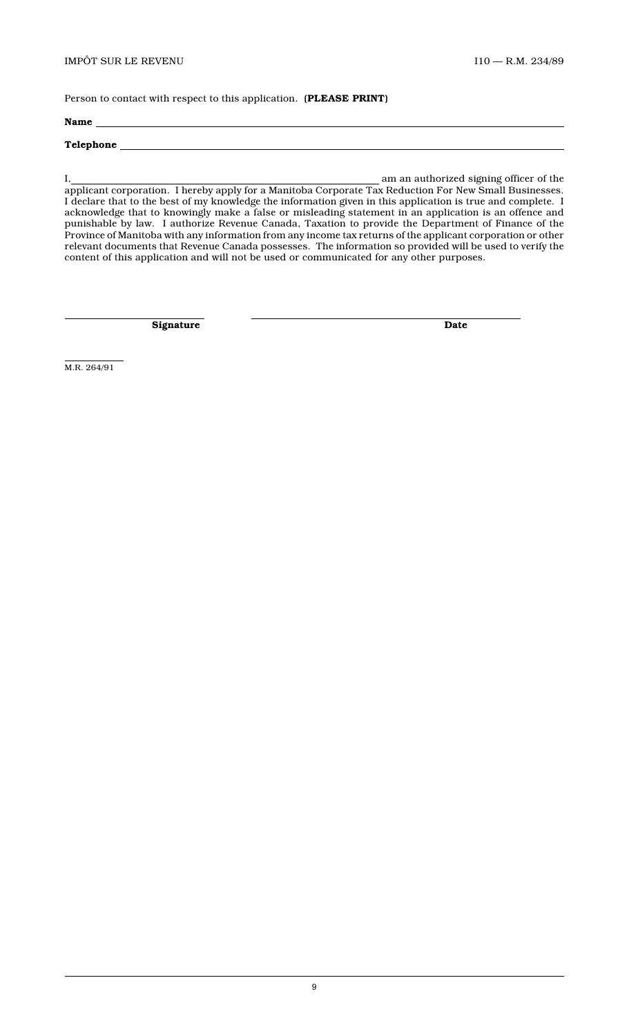Person to contact with respect to this application. **(PLEASE PRINT)**

**Name** \_\_\_\_\_\_\_\_\_\_\_\_\_\_\_\_\_\_\_\_\_\_\_\_\_\_\_\_\_\_\_\_\_\_\_\_\_\_\_\_\_\_\_\_\_\_\_\_\_\_\_\_\_\_\_\_\_\_\_\_

**Telephone** \_\_\_\_\_\_\_\_\_\_\_\_\_\_\_\_\_\_\_\_\_\_\_\_\_\_\_\_\_\_\_\_\_\_\_\_\_\_\_\_\_\_\_\_\_\_\_\_\_\_\_\_\_\_\_\_

I, \_\_\_\_\_\_\_\_\_\_\_\_\_\_\_\_\_\_\_\_\_\_\_\_\_\_\_\_\_\_\_\_\_\_\_\_\_\_\_\_ am an authorized signing officer of the applicant corporation. I hereby apply for a Manitoba Corporate Tax Reduction For New Small Businesses. I declare that to the best of my knowledge the information given in this application is true and complete. I acknowledge that to knowingly make a false or misleading statement in an application is an offence and punishable by law. I authorize Revenue Canada, Taxation to provide the Department of Finance of the Province of Manitoba with any information from any income tax returns of the applicant corporation or other relevant documents that Revenue Canada possesses. The information so provided will be used to verify the content of this application and will not be used or communicated for any other purposes.

\_\_\_\_\_\_\_\_\_\_\_\_\_\_\_\_\_\_\_\_\_\_\_\_\_\_ \_\_\_\_\_\_\_\_\_\_\_\_\_\_\_\_\_\_\_\_\_\_\_\_\_\_\_\_\_\_\_\_\_\_\_\_\_\_\_\_\_\_\_\_\_\_
**Signature** **Date**

M.R. 264/91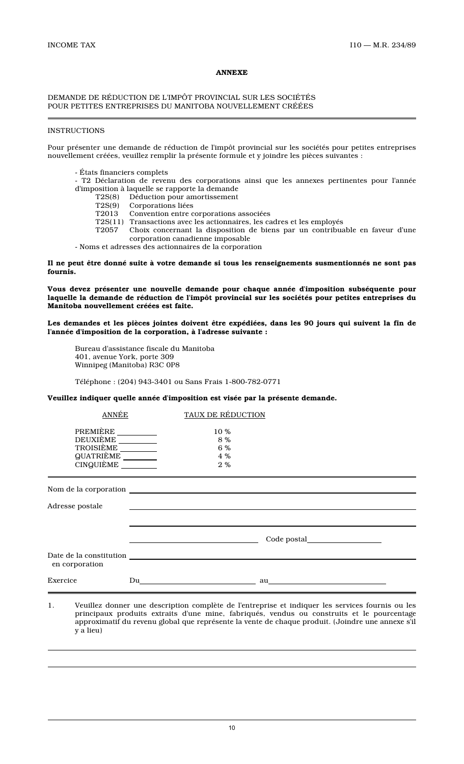**ANNEXE**

DEMANDE DE RÉDUCTION DE L'IMPÔT PROVINCIAL SUR LES SOCIÉTÉS POUR PETITES ENTREPRISES DU MANITOBA NOUVELLEMENT CRÉÉES

---

INSTRUCTIONS

Pour présenter une demande de réduction de l'impôt provincial sur les sociétés pour petites entreprises nouvellement créées, veuillez remplir la présente formule et y joindre les pièces suivantes :

- États financiers complets
- T2 Déclaration de revenu des corporations ainsi que les annexes pertinentes pour l'année d'imposition à laquelle se rapporte la demande
  - T2S(8) Déduction pour amortissement
  - T2S(9) Corporations liées
  - T2013 Convention entre corporations associées
  - T2S(11) Transactions avec les actionnaires, les cadres et les employés
  - T2057 Choix concernant la disposition de biens par un contribuable en faveur d'une corporation canadienne imposable
- Noms et adresses des actionnaires de la corporation

**Il ne peut être donné suite à votre demande si tous les renseignements susmentionnés ne sont pas fournis.**

**Vous devez présenter une nouvelle demande pour chaque année d'imposition subséquente pour laquelle la demande de réduction de l'impôt provincial sur les sociétés pour petites entreprises du Manitoba nouvellement créées est faite.**

**Les demandes et les pièces jointes doivent être expédiées, dans les 90 jours qui suivent la fin de l'année d'imposition de la corporation, à l'adresse suivante :**

Bureau d'assistance fiscale du Manitoba
401, avenue York, porte 309
Winnipeg (Manitoba) R3C 0P8

Téléphone : (204) 943-3401 ou Sans Frais 1-800-782-0771

**Veuillez indiquer quelle année d'imposition est visée par la présente demande.**

| ANNÉE | TAUX DE RÉDUCTION |
|---|---|
| PREMIÈRE ________ | 10 % |
| DEUXIÈME ________ | 8 % |
| TROISIÈME ________ | 6 % |
| QUATRIÈME ________ | 4 % |
| CINQUIÈME ________ | 2 % |

---

Nom de la corporation ______________________________

Adresse postale ______________________________

______________________________

______________________________ Code postal ________________

Date de la constitution en corporation ______________________________

Exercice Du ________________ au ________________

---

1. Veuillez donner une description complète de l'entreprise et indiquer les services fournis ou les principaux produits extraits d'une mine, fabriqués, vendus ou construits et le pourcentage approximatif du revenu global que représente la vente de chaque produit. (Joindre une annexe s'il y a lieu)

______________________________

______________________________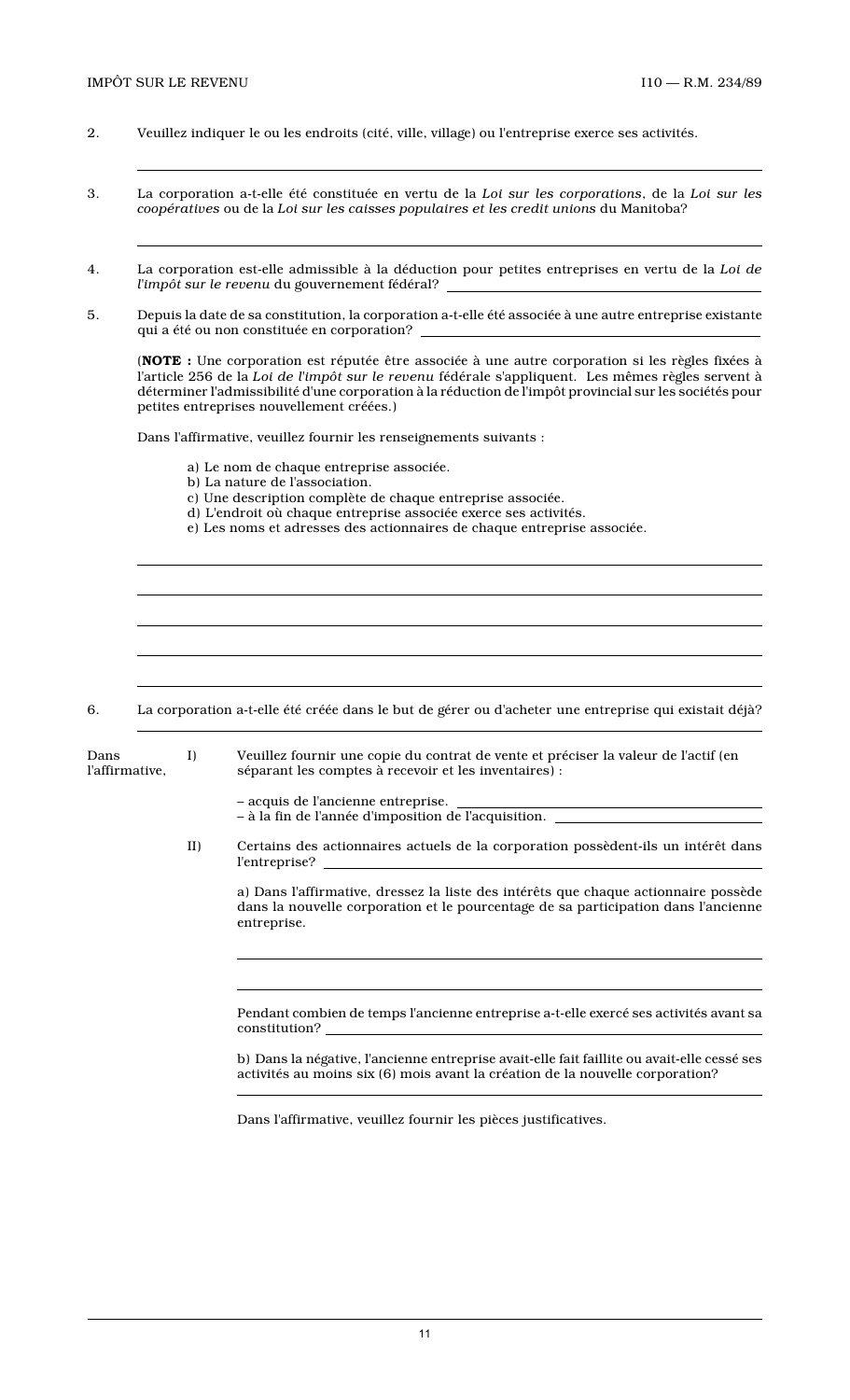2. Veuillez indiquer le ou les endroits (cité, ville, village) ou l'entreprise exerce ses activités.

3. La corporation a-t-elle été constituée en vertu de la *Loi sur les corporations*, de la *Loi sur les coopératives* ou de la *Loi sur les caisses populaires et les credit unions* du Manitoba?

4. La corporation est-elle admissible à la déduction pour petites entreprises en vertu de la *Loi de l'impôt sur le revenu* du gouvernement fédéral?

5. Depuis la date de sa constitution, la corporation a-t-elle été associée à une autre entreprise existante qui a été ou non constituée en corporation?

   (**NOTE :** Une corporation est réputée être associée à une autre corporation si les règles fixées à l'article 256 de la *Loi de l'impôt sur le revenu* fédérale s'appliquent. Les mêmes règles servent à déterminer l'admissibilité d'une corporation à la réduction de l'impôt provincial sur les sociétés pour petites entreprises nouvellement créées.)

   Dans l'affirmative, veuillez fournir les renseignements suivants :

   a) Le nom de chaque entreprise associée.
   b) La nature de l'association.
   c) Une description complète de chaque entreprise associée.
   d) L'endroit où chaque entreprise associée exerce ses activités.
   e) Les noms et adresses des actionnaires de chaque entreprise associée.

6. La corporation a-t-elle été créée dans le but de gérer ou d'acheter une entreprise qui existait déjà?

Dans l'affirmative,

I) Veuillez fournir une copie du contrat de vente et préciser la valeur de l'actif (en séparant les comptes à recevoir et les inventaires) :

   – acquis de l'ancienne entreprise.
   – à la fin de l'année d'imposition de l'acquisition.

II) Certains des actionnaires actuels de la corporation possèdent-ils un intérêt dans l'entreprise?

   a) Dans l'affirmative, dressez la liste des intérêts que chaque actionnaire possède dans la nouvelle corporation et le pourcentage de sa participation dans l'ancienne entreprise.

   Pendant combien de temps l'ancienne entreprise a-t-elle exercé ses activités avant sa constitution?

   b) Dans la négative, l'ancienne entreprise avait-elle fait faillite ou avait-elle cessé ses activités au moins six (6) mois avant la création de la nouvelle corporation?

   Dans l'affirmative, veuillez fournir les pièces justificatives.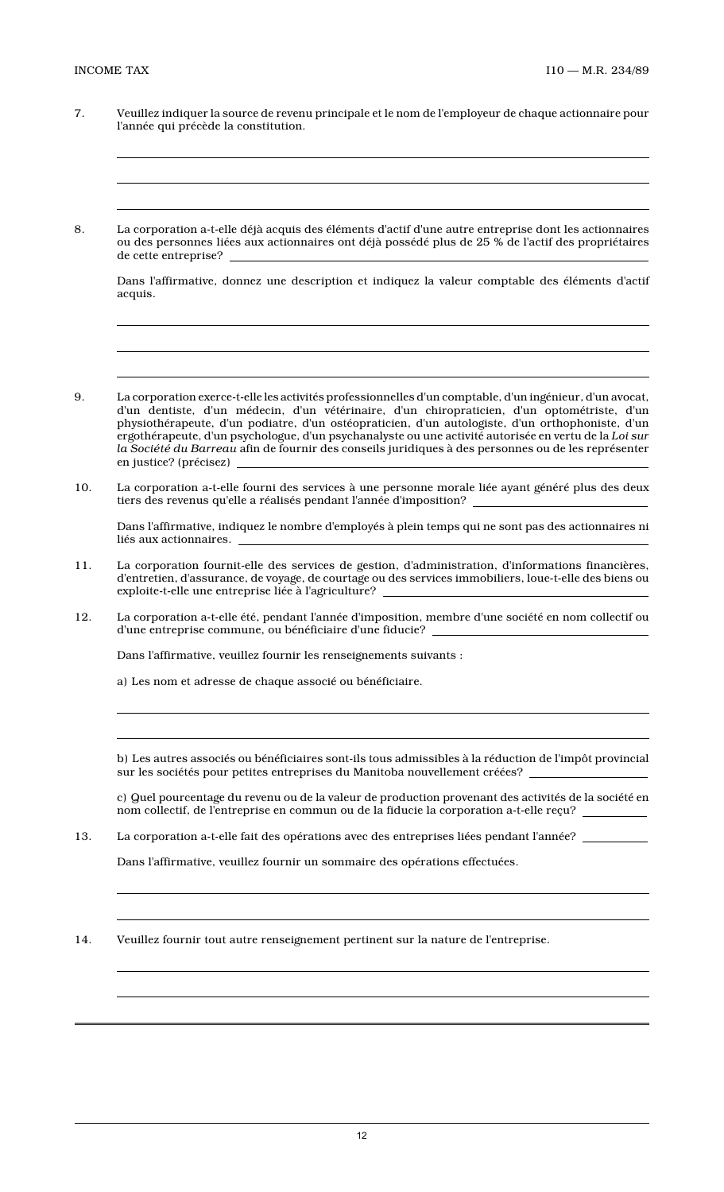7. Veuillez indiquer la source de revenu principale et le nom de l'employeur de chaque actionnaire pour l'année qui précède la constitution.

_______________________________________________

_______________________________________________

_______________________________________________

8. La corporation a-t-elle déjà acquis des éléments d'actif d'une autre entreprise dont les actionnaires ou des personnes liées aux actionnaires ont déjà possédé plus de 25 % de l'actif des propriétaires de cette entreprise? _______________

   Dans l'affirmative, donnez une description et indiquez la valeur comptable des éléments d'actif acquis.

_______________________________________________

_______________________________________________

_______________________________________________

9. La corporation exerce-t-elle les activités professionnelles d'un comptable, d'un ingénieur, d'un avocat, d'un dentiste, d'un médecin, d'un vétérinaire, d'un chiropraticien, d'un optométriste, d'un physiothérapeute, d'un podiatre, d'un ostéopraticien, d'un autologiste, d'un orthophoniste, d'un ergothérapeute, d'un psychologue, d'un psychanalyste ou une activité autorisée en vertu de la *Loi sur la Société du Barreau* afin de fournir des conseils juridiques à des personnes ou de les représenter en justice? (précisez) _______________

10. La corporation a-t-elle fourni des services à une personne morale liée ayant généré plus des deux tiers des revenus qu'elle a réalisés pendant l'année d'imposition? _______________

    Dans l'affirmative, indiquez le nombre d'employés à plein temps qui ne sont pas des actionnaires ni liés aux actionnaires. _______________

11. La corporation fournit-elle des services de gestion, d'administration, d'informations financières, d'entretien, d'assurance, de voyage, de courtage ou des services immobiliers, loue-t-elle des biens ou exploite-t-elle une entreprise liée à l'agriculture? _______________

12. La corporation a-t-elle été, pendant l'année d'imposition, membre d'une société en nom collectif ou d'une entreprise commune, ou bénéficiaire d'une fiducie? _______________

    Dans l'affirmative, veuillez fournir les renseignements suivants :

    a) Les nom et adresse de chaque associé ou bénéficiaire.

_______________________________________________

_______________________________________________

    b) Les autres associés ou bénéficiaires sont-ils tous admissibles à la réduction de l'impôt provincial sur les sociétés pour petites entreprises du Manitoba nouvellement créées? _______________

    c) Quel pourcentage du revenu ou de la valeur de production provenant des activités de la société en nom collectif, de l'entreprise en commun ou de la fiducie la corporation a-t-elle reçu? _______________

13. La corporation a-t-elle fait des opérations avec des entreprises liées pendant l'année? _______________

    Dans l'affirmative, veuillez fournir un sommaire des opérations effectuées.

_______________________________________________

_______________________________________________

14. Veuillez fournir tout autre renseignement pertinent sur la nature de l'entreprise.

_______________________________________________

_______________________________________________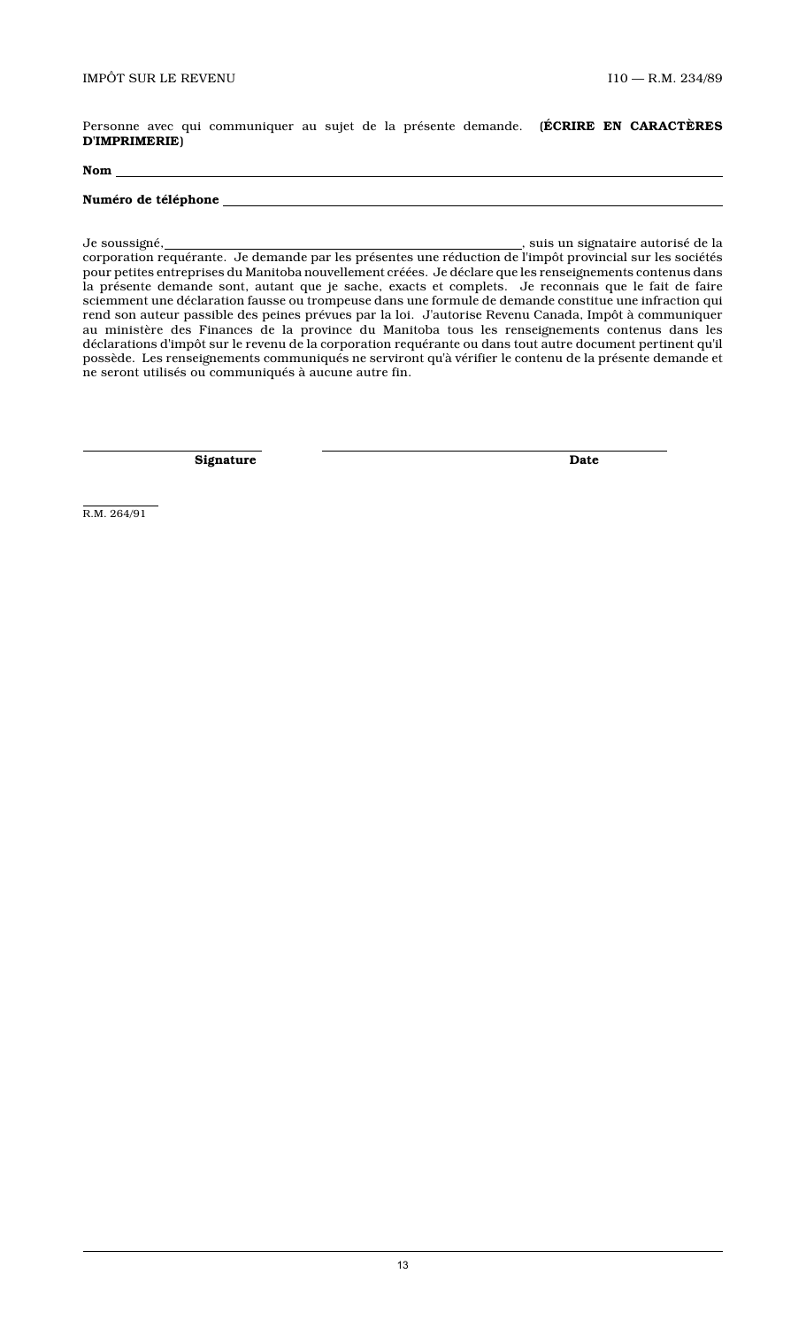Personne avec qui communiquer au sujet de la présente demande. **(ÉCRIRE EN CARACTÈRES D'IMPRIMERIE)**

**Nom** ______________________________________________________________

**Numéro de téléphone** ______________________________________________________________

Je soussigné, ______________________________________, suis un signataire autorisé de la corporation requérante. Je demande par les présentes une réduction de l'impôt provincial sur les sociétés pour petites entreprises du Manitoba nouvellement créées. Je déclare que les renseignements contenus dans la présente demande sont, autant que je sache, exacts et complets. Je reconnais que le fait de faire sciemment une déclaration fausse ou trompeuse dans une formule de demande constitue une infraction qui rend son auteur passible des peines prévues par la loi. J'autorise Revenu Canada, Impôt à communiquer au ministère des Finances de la province du Manitoba tous les renseignements contenus dans les déclarations d'impôt sur le revenu de la corporation requérante ou dans tout autre document pertinent qu'il possède. Les renseignements communiqués ne serviront qu'à vérifier le contenu de la présente demande et ne seront utilisés ou communiqués à aucune autre fin.

______________________ ______________________________

**Signature** **Date**

R.M. 264/91